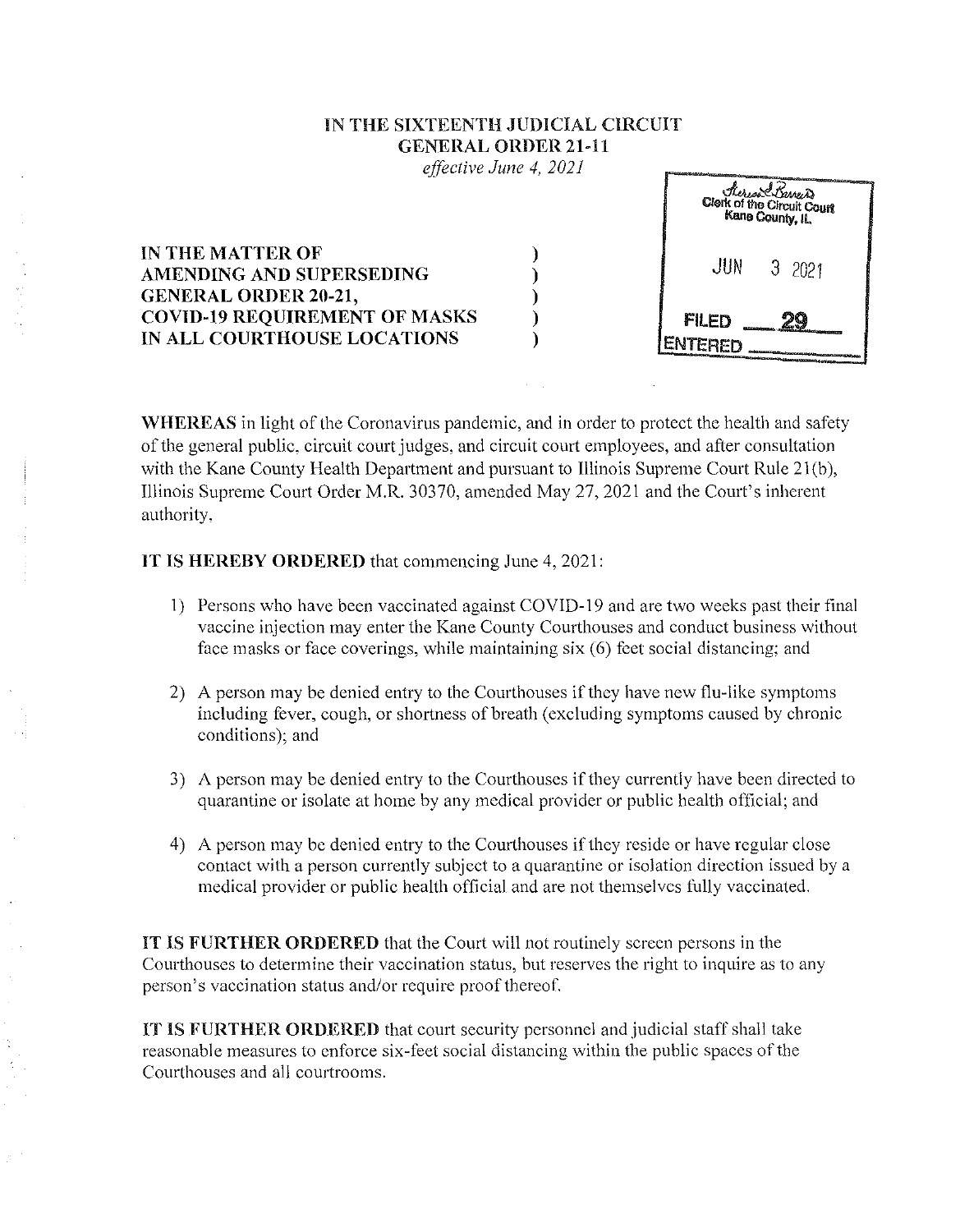**IN THE SIXTEENTH JUDICIAL CIRCUIT**
**GENERAL ORDER 21-11**
*effective June 4, 2021*

Clerk of the Circuit Court
Kane County, IL

JUN 3 2021

FILED 29
ENTERED

**IN THE MATTER OF**
**AMENDING AND SUPERSEDING**
**GENERAL ORDER 20-21,**
**COVID-19 REQUIREMENT OF MASKS**
**IN ALL COURTHOUSE LOCATIONS**

**WHEREAS** in light of the Coronavirus pandemic, and in order to protect the health and safety of the general public, circuit court judges, and circuit court employees, and after consultation with the Kane County Health Department and pursuant to Illinois Supreme Court Rule 21(b), Illinois Supreme Court Order M.R. 30370, amended May 27, 2021 and the Court's inherent authority,

**IT IS HEREBY ORDERED** that commencing June 4, 2021:

1) Persons who have been vaccinated against COVID-19 and are two weeks past their final vaccine injection may enter the Kane County Courthouses and conduct business without face masks or face coverings, while maintaining six (6) feet social distancing; and

2) A person may be denied entry to the Courthouses if they have new flu-like symptoms including fever, cough, or shortness of breath (excluding symptoms caused by chronic conditions); and

3) A person may be denied entry to the Courthouses if they currently have been directed to quarantine or isolate at home by any medical provider or public health official; and

4) A person may be denied entry to the Courthouses if they reside or have regular close contact with a person currently subject to a quarantine or isolation direction issued by a medical provider or public health official and are not themselves fully vaccinated.

**IT IS FURTHER ORDERED** that the Court will not routinely screen persons in the Courthouses to determine their vaccination status, but reserves the right to inquire as to any person's vaccination status and/or require proof thereof.

**IT IS FURTHER ORDERED** that court security personnel and judicial staff shall take reasonable measures to enforce six-feet social distancing within the public spaces of the Courthouses and all courtrooms.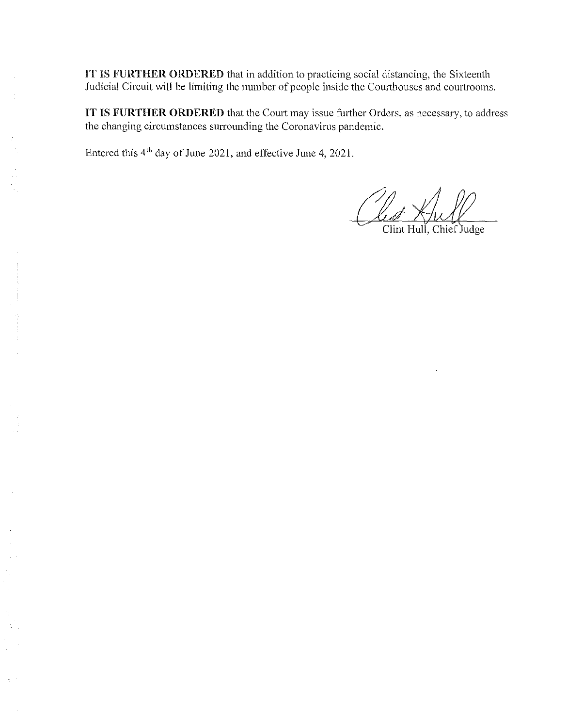**IT IS FURTHER ORDERED** that in addition to practicing social distancing, the Sixteenth Judicial Circuit will be limiting the number of people inside the Courthouses and courtrooms.

**IT IS FURTHER ORDERED** that the Court may issue further Orders, as necessary, to address the changing circumstances surrounding the Coronavirus pandemic.

Entered this 4th day of June 2021, and effective June 4, 2021.

Clint Hull, Chief Judge